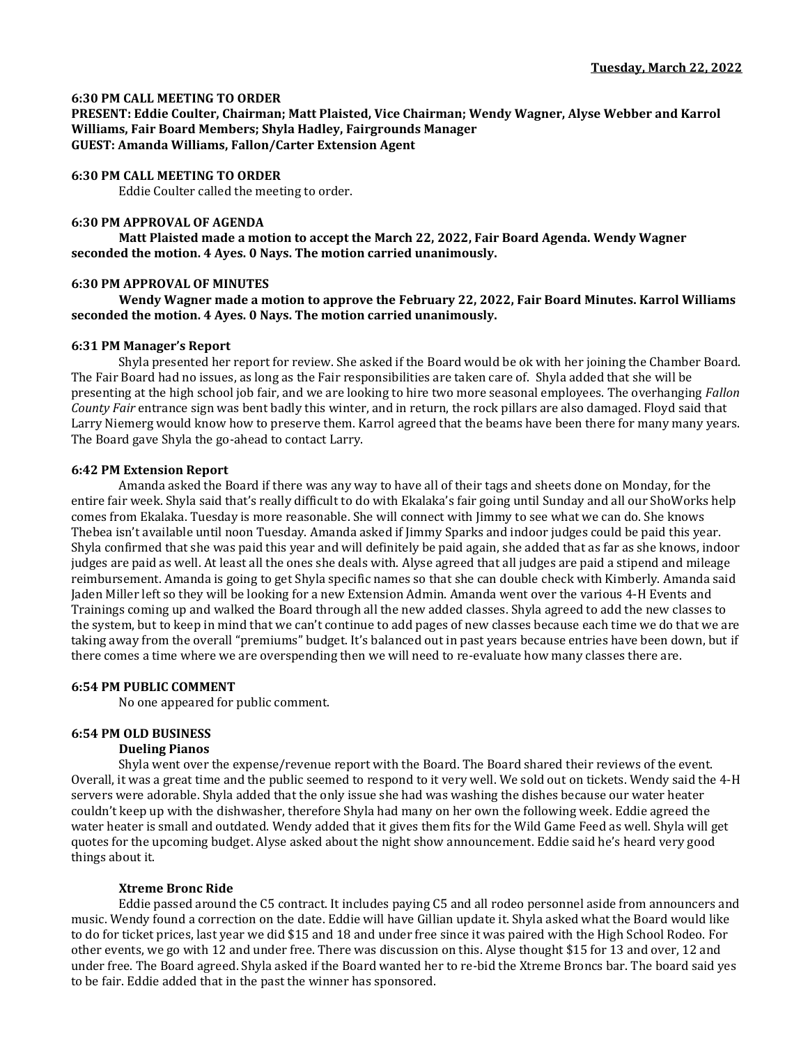**Tuesday, March 22, 2022**

**6:30 PM CALL MEETING TO ORDER**

**PRESENT: Eddie Coulter, Chairman; Matt Plaisted, Vice Chairman; Wendy Wagner, Alyse Webber and Karrol Williams, Fair Board Members; Shyla Hadley, Fairgrounds Manager**

**GUEST: Amanda Williams, Fallon/Carter Extension Agent**

**6:30 PM CALL MEETING TO ORDER**

Eddie Coulter called the meeting to order.

**6:30 PM APPROVAL OF AGENDA**

**Matt Plaisted made a motion to accept the March 22, 2022, Fair Board Agenda. Wendy Wagner seconded the motion. 4 Ayes. 0 Nays. The motion carried unanimously.**

**6:30 PM APPROVAL OF MINUTES**

**Wendy Wagner made a motion to approve the February 22, 2022, Fair Board Minutes. Karrol Williams seconded the motion. 4 Ayes. 0 Nays. The motion carried unanimously.**

**6:31 PM Manager's Report**

Shyla presented her report for review. She asked if the Board would be ok with her joining the Chamber Board. The Fair Board had no issues, as long as the Fair responsibilities are taken care of. Shyla added that she will be presenting at the high school job fair, and we are looking to hire two more seasonal employees. The overhanging *Fallon County Fair* entrance sign was bent badly this winter, and in return, the rock pillars are also damaged. Floyd said that Larry Niemerg would know how to preserve them. Karrol agreed that the beams have been there for many many years. The Board gave Shyla the go-ahead to contact Larry.

**6:42 PM Extension Report**

Amanda asked the Board if there was any way to have all of their tags and sheets done on Monday, for the entire fair week. Shyla said that's really difficult to do with Ekalaka's fair going until Sunday and all our ShoWorks help comes from Ekalaka. Tuesday is more reasonable. She will connect with Jimmy to see what we can do. She knows Thebea isn't available until noon Tuesday. Amanda asked if Jimmy Sparks and indoor judges could be paid this year. Shyla confirmed that she was paid this year and will definitely be paid again, she added that as far as she knows, indoor judges are paid as well. At least all the ones she deals with. Alyse agreed that all judges are paid a stipend and mileage reimbursement. Amanda is going to get Shyla specific names so that she can double check with Kimberly. Amanda said Jaden Miller left so they will be looking for a new Extension Admin. Amanda went over the various 4-H Events and Trainings coming up and walked the Board through all the new added classes. Shyla agreed to add the new classes to the system, but to keep in mind that we can't continue to add pages of new classes because each time we do that we are taking away from the overall "premiums" budget. It's balanced out in past years because entries have been down, but if there comes a time where we are overspending then we will need to re-evaluate how many classes there are.

**6:54 PM PUBLIC COMMENT**

No one appeared for public comment.

**6:54 PM OLD BUSINESS**

**Dueling Pianos**

Shyla went over the expense/revenue report with the Board. The Board shared their reviews of the event. Overall, it was a great time and the public seemed to respond to it very well. We sold out on tickets. Wendy said the 4-H servers were adorable. Shyla added that the only issue she had was washing the dishes because our water heater couldn't keep up with the dishwasher, therefore Shyla had many on her own the following week. Eddie agreed the water heater is small and outdated. Wendy added that it gives them fits for the Wild Game Feed as well. Shyla will get quotes for the upcoming budget. Alyse asked about the night show announcement. Eddie said he's heard very good things about it.

**Xtreme Bronc Ride**

Eddie passed around the C5 contract. It includes paying C5 and all rodeo personnel aside from announcers and music. Wendy found a correction on the date. Eddie will have Gillian update it. Shyla asked what the Board would like to do for ticket prices, last year we did $15 and 18 and under free since it was paired with the High School Rodeo. For other events, we go with 12 and under free. There was discussion on this. Alyse thought $15 for 13 and over, 12 and under free. The Board agreed. Shyla asked if the Board wanted her to re-bid the Xtreme Broncs bar. The board said yes to be fair. Eddie added that in the past the winner has sponsored.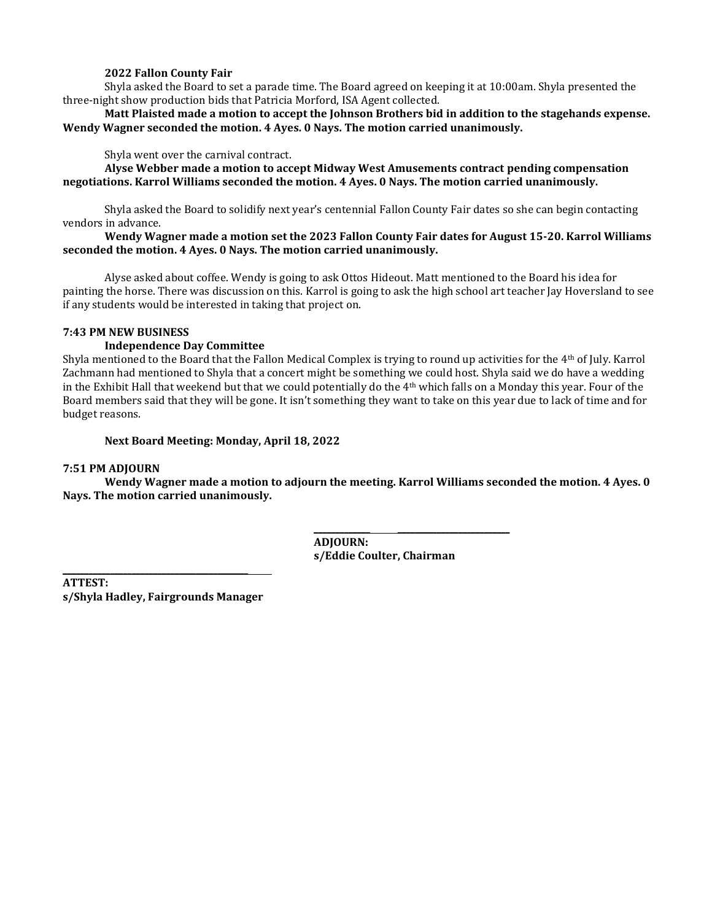**2022 Fallon County Fair**

Shyla asked the Board to set a parade time. The Board agreed on keeping it at 10:00am. Shyla presented the three-night show production bids that Patricia Morford, ISA Agent collected.

**Matt Plaisted made a motion to accept the Johnson Brothers bid in addition to the stagehands expense. Wendy Wagner seconded the motion. 4 Ayes. 0 Nays. The motion carried unanimously.**

Shyla went over the carnival contract.

**Alyse Webber made a motion to accept Midway West Amusements contract pending compensation negotiations. Karrol Williams seconded the motion. 4 Ayes. 0 Nays. The motion carried unanimously.**

Shyla asked the Board to solidify next year's centennial Fallon County Fair dates so she can begin contacting vendors in advance.

**Wendy Wagner made a motion set the 2023 Fallon County Fair dates for August 15-20. Karrol Williams seconded the motion. 4 Ayes. 0 Nays. The motion carried unanimously.**

Alyse asked about coffee. Wendy is going to ask Ottos Hideout. Matt mentioned to the Board his idea for painting the horse. There was discussion on this. Karrol is going to ask the high school art teacher Jay Hoversland to see if any students would be interested in taking that project on.

**7:43 PM NEW BUSINESS**

**Independence Day Committee**

Shyla mentioned to the Board that the Fallon Medical Complex is trying to round up activities for the 4th of July. Karrol Zachmann had mentioned to Shyla that a concert might be something we could host. Shyla said we do have a wedding in the Exhibit Hall that weekend but that we could potentially do the 4th which falls on a Monday this year. Four of the Board members said that they will be gone. It isn't something they want to take on this year due to lack of time and for budget reasons.

**Next Board Meeting: Monday, April 18, 2022**

**7:51 PM ADJOURN**

**Wendy Wagner made a motion to adjourn the meeting. Karrol Williams seconded the motion. 4 Ayes. 0 Nays. The motion carried unanimously.**

______________________________

**ADJOURN:**
**s/Eddie Coulter, Chairman**

______________________________

**ATTEST:**
**s/Shyla Hadley, Fairgrounds Manager**